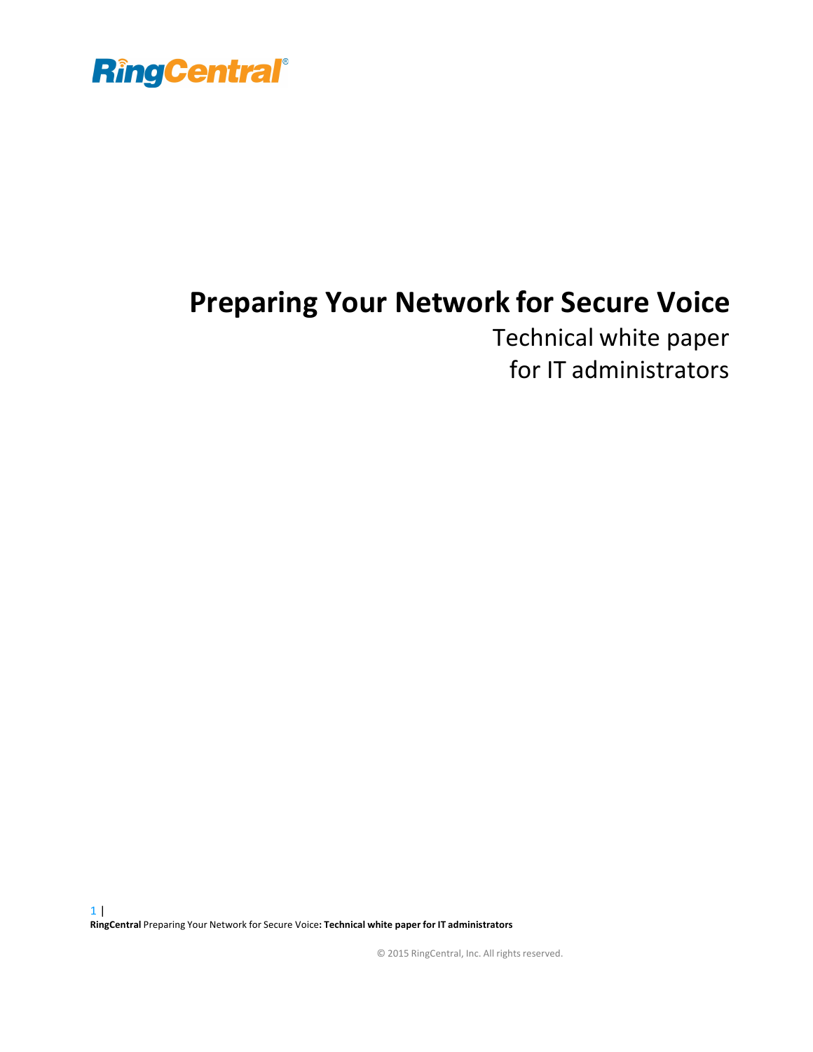RingCentral®

# Preparing Your Network for Secure Voice

Technical white paper
for IT administrators

© 2015 RingCentral, Inc. All rights reserved.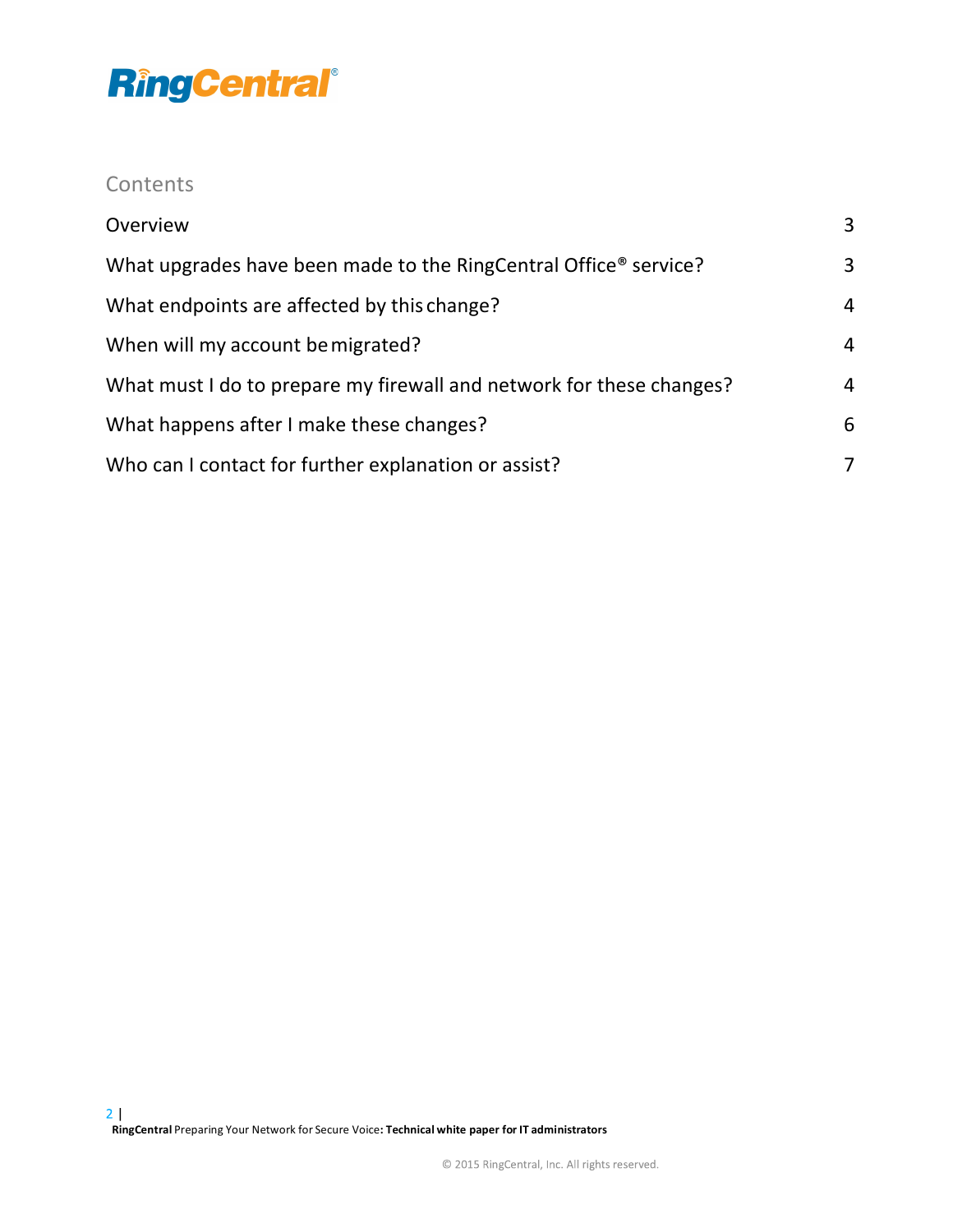## Contents

| | |
|---|---|
| Overview | 3 |
| What upgrades have been made to the RingCentral Office® service? | 3 |
| What endpoints are affected by this change? | 4 |
| When will my account be migrated? | 4 |
| What must I do to prepare my firewall and network for these changes? | 4 |
| What happens after I make these changes? | 6 |
| Who can I contact for further explanation or assist? | 7 |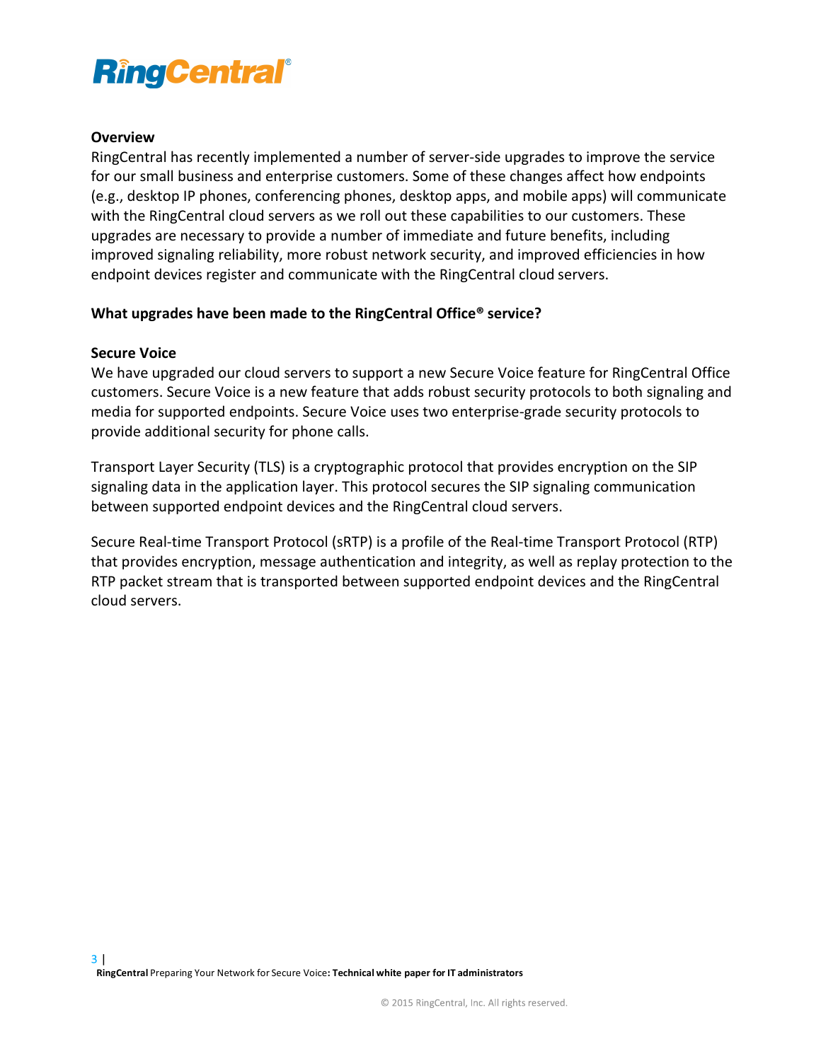## Overview

RingCentral has recently implemented a number of server-side upgrades to improve the service for our small business and enterprise customers. Some of these changes affect how endpoints (e.g., desktop IP phones, conferencing phones, desktop apps, and mobile apps) will communicate with the RingCentral cloud servers as we roll out these capabilities to our customers. These upgrades are necessary to provide a number of immediate and future benefits, including improved signaling reliability, more robust network security, and improved efficiencies in how endpoint devices register and communicate with the RingCentral cloud servers.

## What upgrades have been made to the RingCentral Office® service?

### Secure Voice

We have upgraded our cloud servers to support a new Secure Voice feature for RingCentral Office customers. Secure Voice is a new feature that adds robust security protocols to both signaling and media for supported endpoints. Secure Voice uses two enterprise-grade security protocols to provide additional security for phone calls.

Transport Layer Security (TLS) is a cryptographic protocol that provides encryption on the SIP signaling data in the application layer. This protocol secures the SIP signaling communication between supported endpoint devices and the RingCentral cloud servers.

Secure Real-time Transport Protocol (sRTP) is a profile of the Real-time Transport Protocol (RTP) that provides encryption, message authentication and integrity, as well as replay protection to the RTP packet stream that is transported between supported endpoint devices and the RingCentral cloud servers.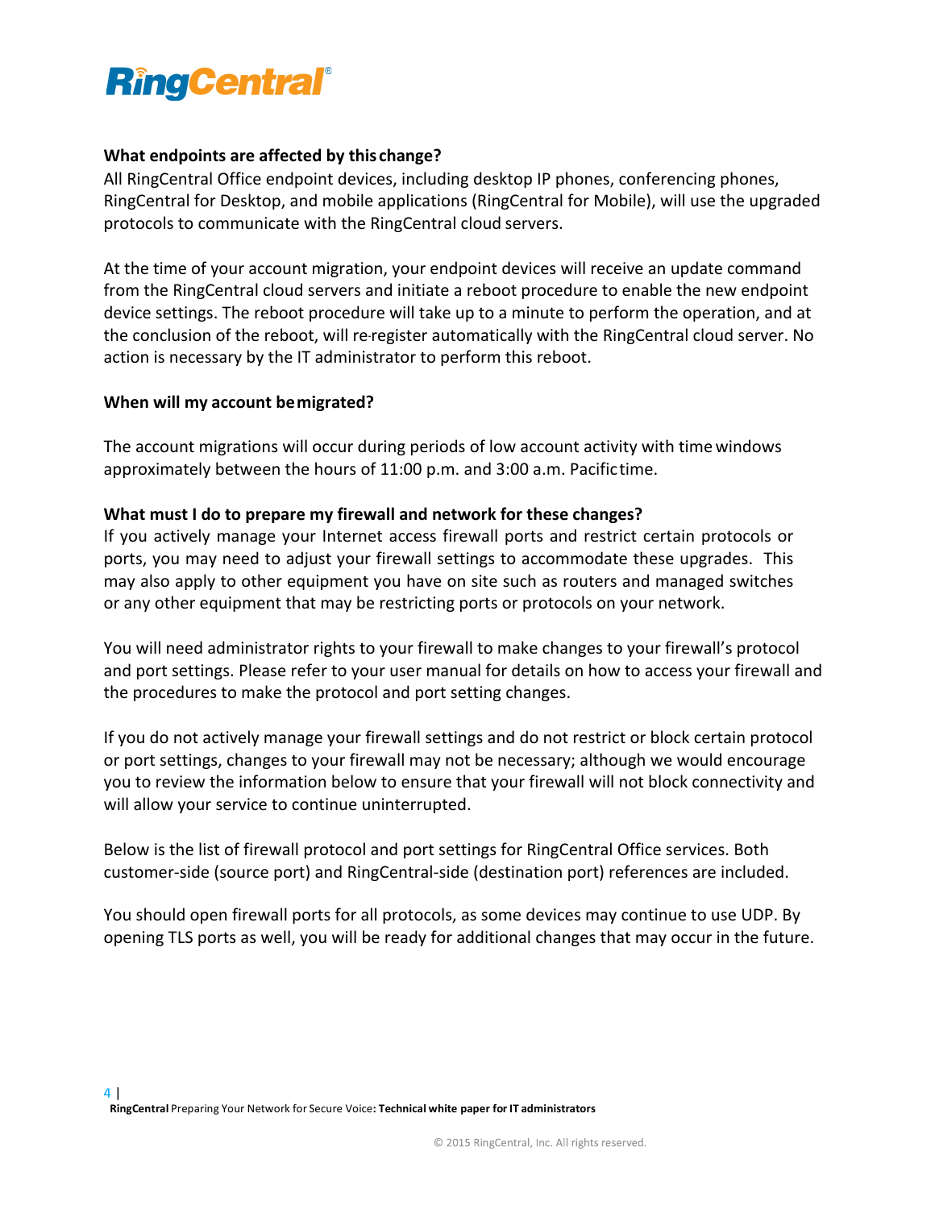**What endpoints are affected by this change?**

All RingCentral Office endpoint devices, including desktop IP phones, conferencing phones, RingCentral for Desktop, and mobile applications (RingCentral for Mobile), will use the upgraded protocols to communicate with the RingCentral cloud servers.

At the time of your account migration, your endpoint devices will receive an update command from the RingCentral cloud servers and initiate a reboot procedure to enable the new endpoint device settings. The reboot procedure will take up to a minute to perform the operation, and at the conclusion of the reboot, will re-register automatically with the RingCentral cloud server. No action is necessary by the IT administrator to perform this reboot.

**When will my account be migrated?**

The account migrations will occur during periods of low account activity with time windows approximately between the hours of 11:00 p.m. and 3:00 a.m. Pacific time.

**What must I do to prepare my firewall and network for these changes?**

If you actively manage your Internet access firewall ports and restrict certain protocols or ports, you may need to adjust your firewall settings to accommodate these upgrades. This may also apply to other equipment you have on site such as routers and managed switches or any other equipment that may be restricting ports or protocols on your network.

You will need administrator rights to your firewall to make changes to your firewall's protocol and port settings. Please refer to your user manual for details on how to access your firewall and the procedures to make the protocol and port setting changes.

If you do not actively manage your firewall settings and do not restrict or block certain protocol or port settings, changes to your firewall may not be necessary; although we would encourage you to review the information below to ensure that your firewall will not block connectivity and will allow your service to continue uninterrupted.

Below is the list of firewall protocol and port settings for RingCentral Office services. Both customer-side (source port) and RingCentral-side (destination port) references are included.

You should open firewall ports for all protocols, as some devices may continue to use UDP. By opening TLS ports as well, you will be ready for additional changes that may occur in the future.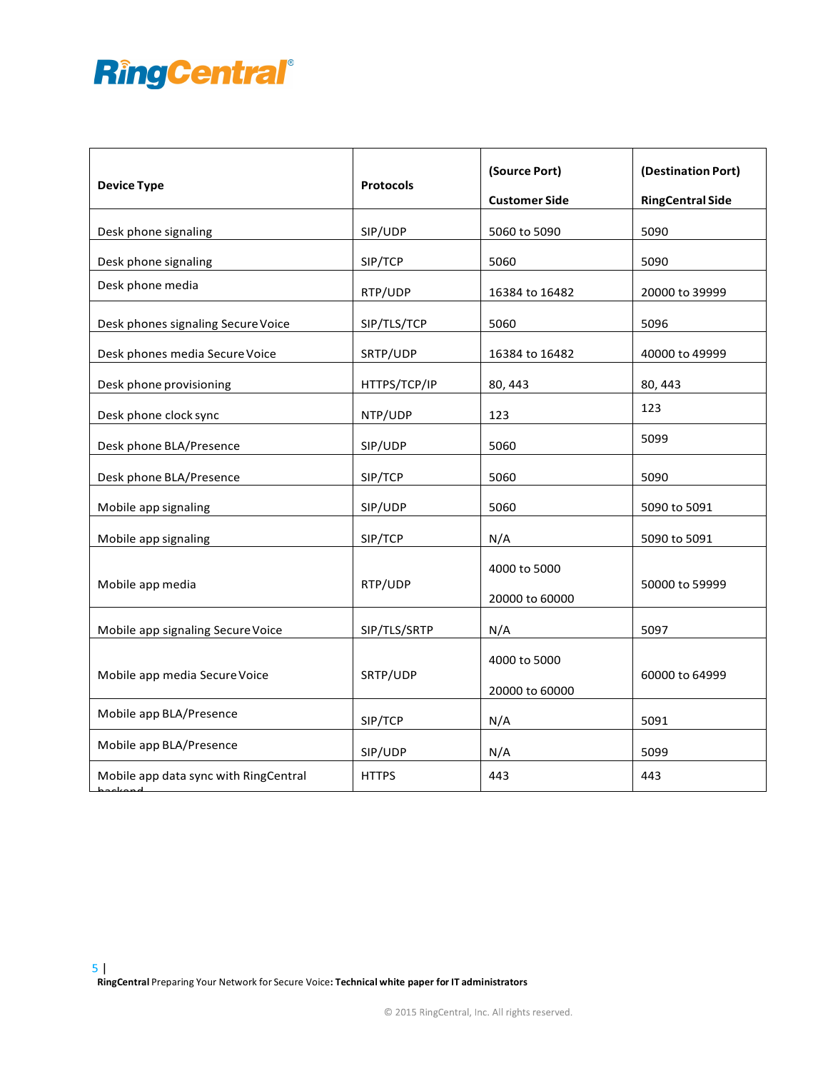| Device Type | Protocols | (Source Port) Customer Side | (Destination Port) RingCentral Side |
|---|---|---|---|
| Desk phone signaling | SIP/UDP | 5060 to 5090 | 5090 |
| Desk phone signaling | SIP/TCP | 5060 | 5090 |
| Desk phone media | RTP/UDP | 16384 to 16482 | 20000 to 39999 |
| Desk phones signaling Secure Voice | SIP/TLS/TCP | 5060 | 5096 |
| Desk phones media Secure Voice | SRTP/UDP | 16384 to 16482 | 40000 to 49999 |
| Desk phone provisioning | HTTPS/TCP/IP | 80, 443 | 80, 443 |
| Desk phone clock sync | NTP/UDP | 123 | 123 |
| Desk phone BLA/Presence | SIP/UDP | 5060 | 5099 |
| Desk phone BLA/Presence | SIP/TCP | 5060 | 5090 |
| Mobile app signaling | SIP/UDP | 5060 | 5090 to 5091 |
| Mobile app signaling | SIP/TCP | N/A | 5090 to 5091 |
| Mobile app media | RTP/UDP | 4000 to 5000<br>20000 to 60000 | 50000 to 59999 |
| Mobile app signaling Secure Voice | SIP/TLS/SRTP | N/A | 5097 |
| Mobile app media Secure Voice | SRTP/UDP | 4000 to 5000<br>20000 to 60000 | 60000 to 64999 |
| Mobile app BLA/Presence | SIP/TCP | N/A | 5091 |
| Mobile app BLA/Presence | SIP/UDP | N/A | 5099 |
| Mobile app data sync with RingCentral backend | HTTPS | 443 | 443 |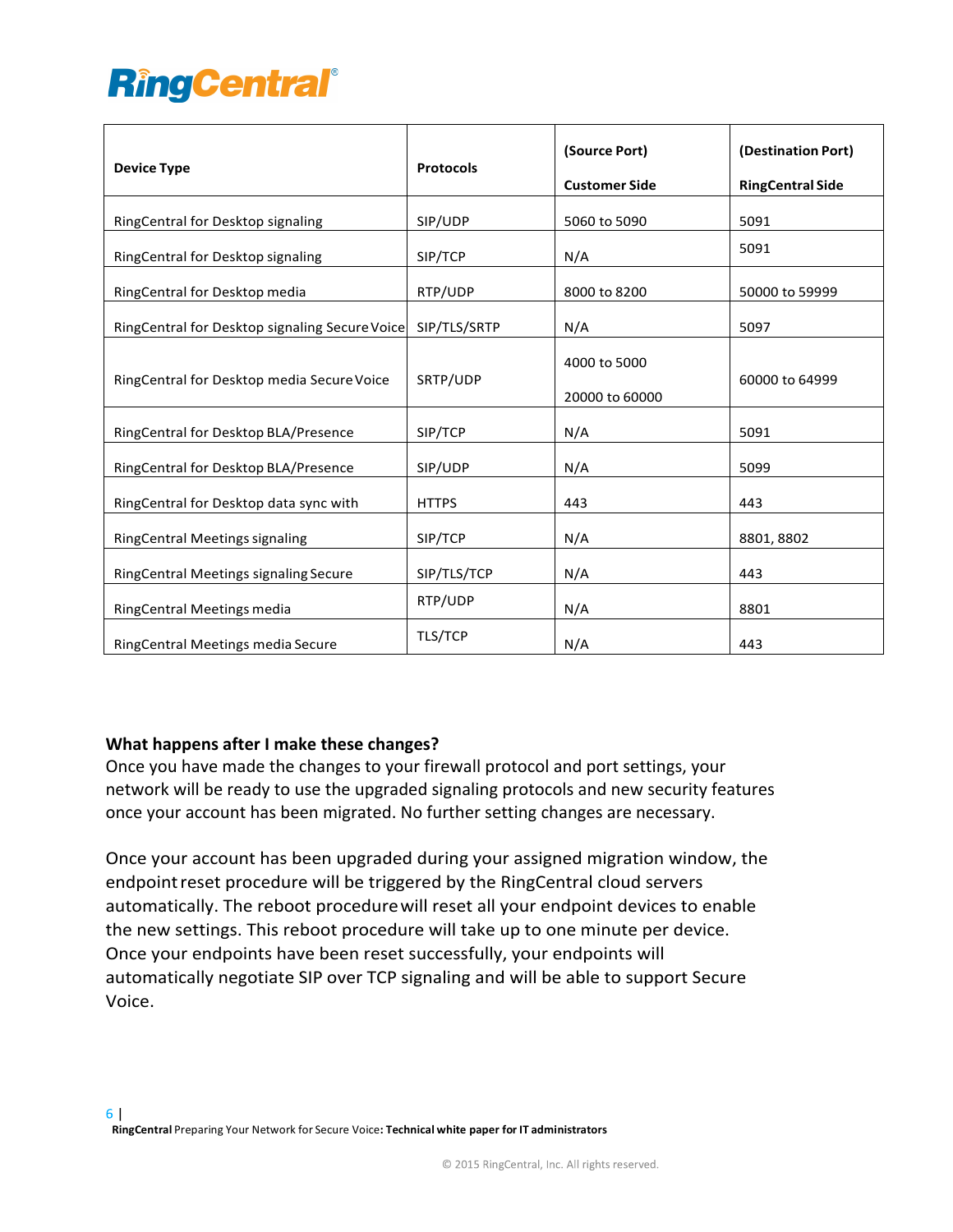| Device Type | Protocols | (Source Port) Customer Side | (Destination Port) RingCentral Side |
|---|---|---|---|
| RingCentral for Desktop signaling | SIP/UDP | 5060 to 5090 | 5091 |
| RingCentral for Desktop signaling | SIP/TCP | N/A | 5091 |
| RingCentral for Desktop media | RTP/UDP | 8000 to 8200 | 50000 to 59999 |
| RingCentral for Desktop signaling Secure Voice | SIP/TLS/SRTP | N/A | 5097 |
| RingCentral for Desktop media Secure Voice | SRTP/UDP | 4000 to 5000<br>20000 to 60000 | 60000 to 64999 |
| RingCentral for Desktop BLA/Presence | SIP/TCP | N/A | 5091 |
| RingCentral for Desktop BLA/Presence | SIP/UDP | N/A | 5099 |
| RingCentral for Desktop data sync with | HTTPS | 443 | 443 |
| RingCentral Meetings signaling | SIP/TCP | N/A | 8801, 8802 |
| RingCentral Meetings signaling Secure | SIP/TLS/TCP | N/A | 443 |
| RingCentral Meetings media | RTP/UDP | N/A | 8801 |
| RingCentral Meetings media Secure | TLS/TCP | N/A | 443 |

### What happens after I make these changes?

Once you have made the changes to your firewall protocol and port settings, your network will be ready to use the upgraded signaling protocols and new security features once your account has been migrated. No further setting changes are necessary.

Once your account has been upgraded during your assigned migration window, the endpoint reset procedure will be triggered by the RingCentral cloud servers automatically. The reboot procedure will reset all your endpoint devices to enable the new settings. This reboot procedure will take up to one minute per device. Once your endpoints have been reset successfully, your endpoints will automatically negotiate SIP over TCP signaling and will be able to support Secure Voice.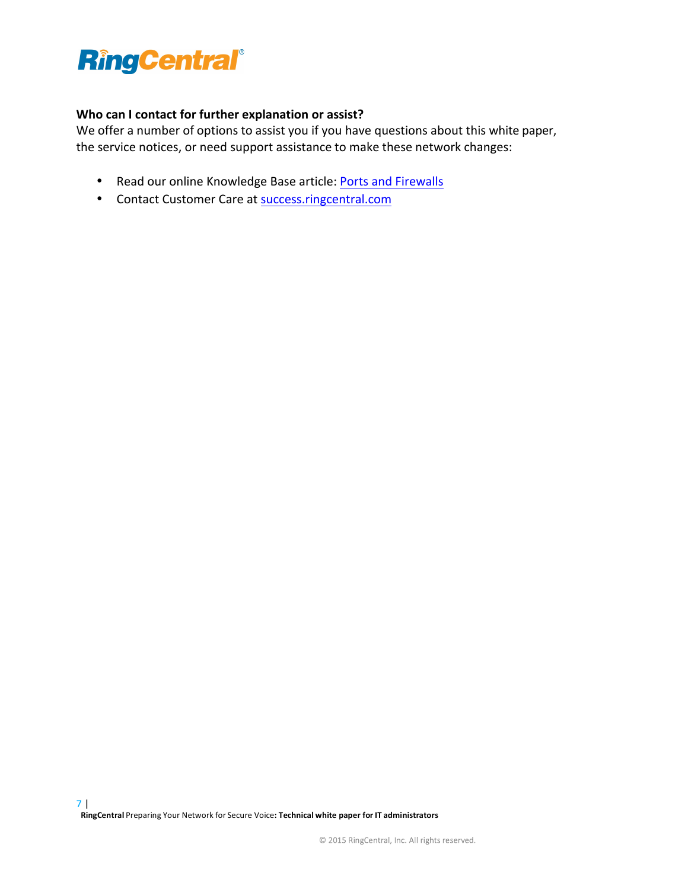### Who can I contact for further explanation or assist?

We offer a number of options to assist you if you have questions about this white paper, the service notices, or need support assistance to make these network changes:

- Read our online Knowledge Base article: Ports and Firewalls
- Contact Customer Care at success.ringcentral.com